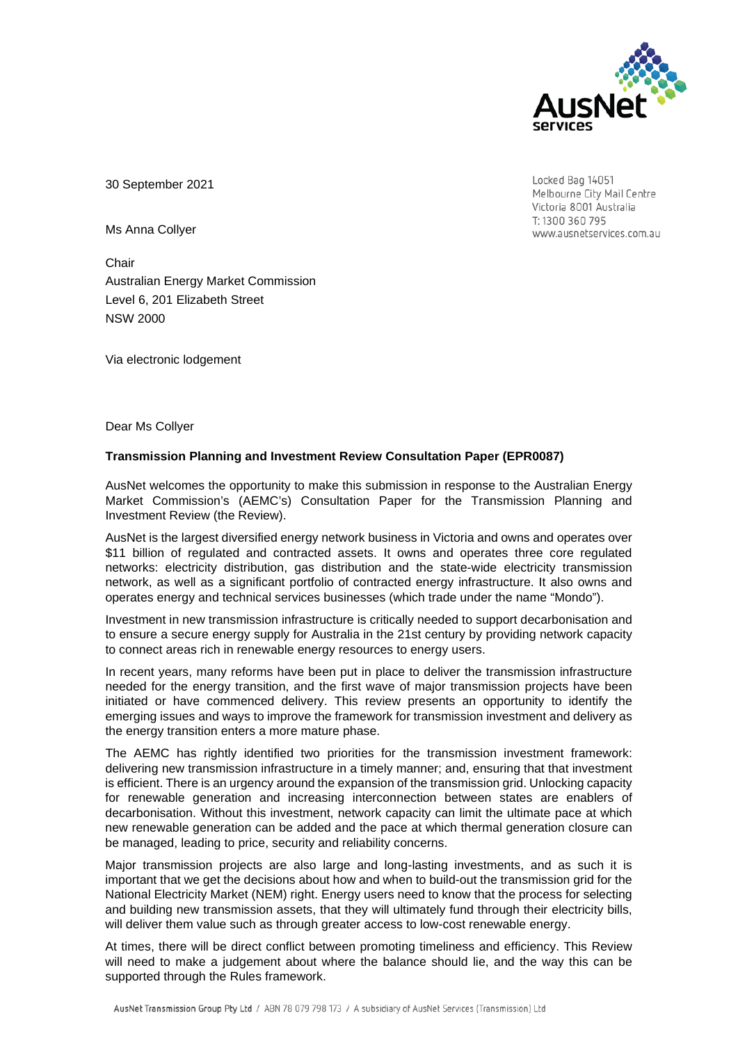30 September 2021

Locked Bag 14051
Melbourne City Mail Centre
Victoria 8001 Australia
T: 1300 360 795
www.ausnetservices.com.au

Ms Anna Collyer

Chair
Australian Energy Market Commission
Level 6, 201 Elizabeth Street
NSW 2000

Via electronic lodgement

Dear Ms Collyer

**Transmission Planning and Investment Review Consultation Paper (EPR0087)**

AusNet welcomes the opportunity to make this submission in response to the Australian Energy Market Commission's (AEMC's) Consultation Paper for the Transmission Planning and Investment Review (the Review).

AusNet is the largest diversified energy network business in Victoria and owns and operates over $11 billion of regulated and contracted assets. It owns and operates three core regulated networks: electricity distribution, gas distribution and the state-wide electricity transmission network, as well as a significant portfolio of contracted energy infrastructure. It also owns and operates energy and technical services businesses (which trade under the name "Mondo").

Investment in new transmission infrastructure is critically needed to support decarbonisation and to ensure a secure energy supply for Australia in the 21st century by providing network capacity to connect areas rich in renewable energy resources to energy users.

In recent years, many reforms have been put in place to deliver the transmission infrastructure needed for the energy transition, and the first wave of major transmission projects have been initiated or have commenced delivery. This review presents an opportunity to identify the emerging issues and ways to improve the framework for transmission investment and delivery as the energy transition enters a more mature phase.

The AEMC has rightly identified two priorities for the transmission investment framework: delivering new transmission infrastructure in a timely manner; and, ensuring that that investment is efficient. There is an urgency around the expansion of the transmission grid. Unlocking capacity for renewable generation and increasing interconnection between states are enablers of decarbonisation. Without this investment, network capacity can limit the ultimate pace at which new renewable generation can be added and the pace at which thermal generation closure can be managed, leading to price, security and reliability concerns.

Major transmission projects are also large and long-lasting investments, and as such it is important that we get the decisions about how and when to build-out the transmission grid for the National Electricity Market (NEM) right. Energy users need to know that the process for selecting and building new transmission assets, that they will ultimately fund through their electricity bills, will deliver them value such as through greater access to low-cost renewable energy.

At times, there will be direct conflict between promoting timeliness and efficiency. This Review will need to make a judgement about where the balance should lie, and the way this can be supported through the Rules framework.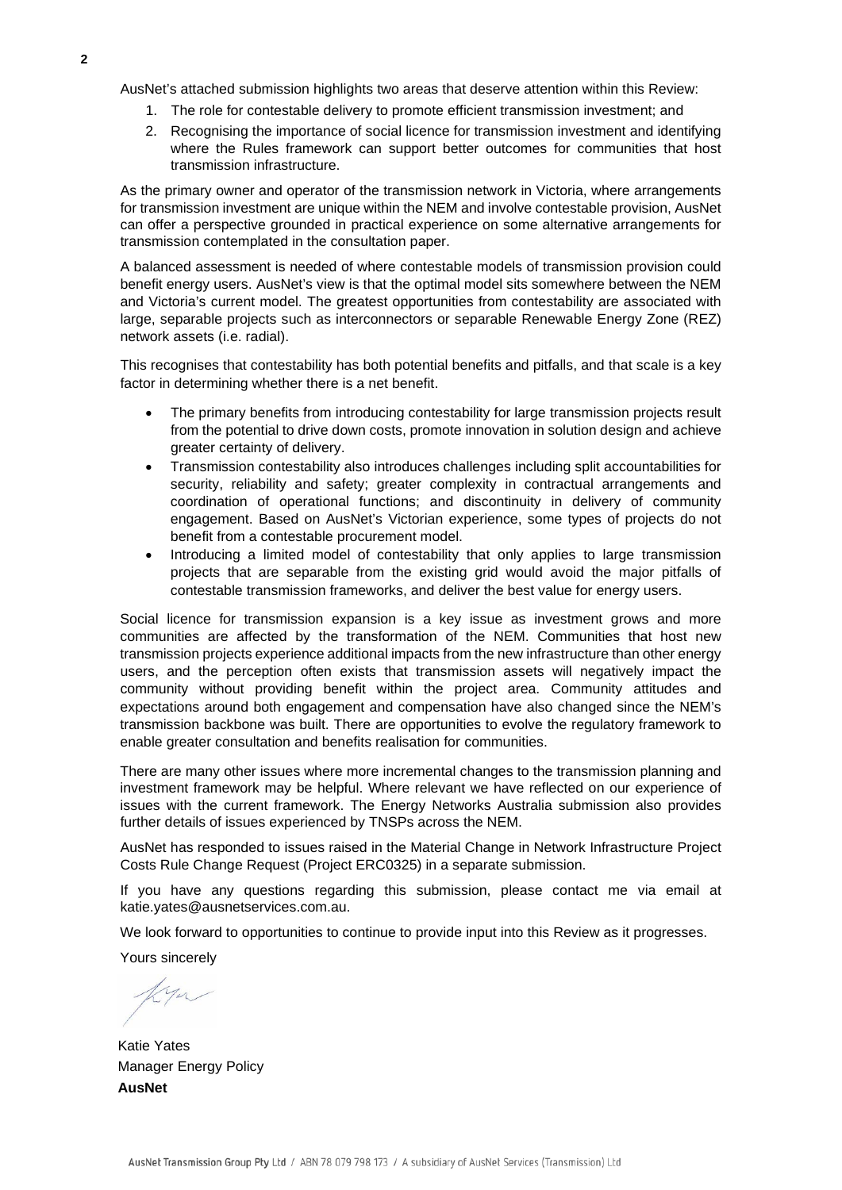AusNet's attached submission highlights two areas that deserve attention within this Review:

1. The role for contestable delivery to promote efficient transmission investment; and
2. Recognising the importance of social licence for transmission investment and identifying where the Rules framework can support better outcomes for communities that host transmission infrastructure.

As the primary owner and operator of the transmission network in Victoria, where arrangements for transmission investment are unique within the NEM and involve contestable provision, AusNet can offer a perspective grounded in practical experience on some alternative arrangements for transmission contemplated in the consultation paper.

A balanced assessment is needed of where contestable models of transmission provision could benefit energy users. AusNet's view is that the optimal model sits somewhere between the NEM and Victoria's current model. The greatest opportunities from contestability are associated with large, separable projects such as interconnectors or separable Renewable Energy Zone (REZ) network assets (i.e. radial).

This recognises that contestability has both potential benefits and pitfalls, and that scale is a key factor in determining whether there is a net benefit.

- The primary benefits from introducing contestability for large transmission projects result from the potential to drive down costs, promote innovation in solution design and achieve greater certainty of delivery.
- Transmission contestability also introduces challenges including split accountabilities for security, reliability and safety; greater complexity in contractual arrangements and coordination of operational functions; and discontinuity in delivery of community engagement. Based on AusNet's Victorian experience, some types of projects do not benefit from a contestable procurement model.
- Introducing a limited model of contestability that only applies to large transmission projects that are separable from the existing grid would avoid the major pitfalls of contestable transmission frameworks, and deliver the best value for energy users.

Social licence for transmission expansion is a key issue as investment grows and more communities are affected by the transformation of the NEM. Communities that host new transmission projects experience additional impacts from the new infrastructure than other energy users, and the perception often exists that transmission assets will negatively impact the community without providing benefit within the project area. Community attitudes and expectations around both engagement and compensation have also changed since the NEM's transmission backbone was built. There are opportunities to evolve the regulatory framework to enable greater consultation and benefits realisation for communities.

There are many other issues where more incremental changes to the transmission planning and investment framework may be helpful. Where relevant we have reflected on our experience of issues with the current framework. The Energy Networks Australia submission also provides further details of issues experienced by TNSPs across the NEM.

AusNet has responded to issues raised in the Material Change in Network Infrastructure Project Costs Rule Change Request (Project ERC0325) in a separate submission.

If you have any questions regarding this submission, please contact me via email at katie.yates@ausnetservices.com.au.

We look forward to opportunities to continue to provide input into this Review as it progresses.

Yours sincerely

Katie Yates
Manager Energy Policy
**AusNet**

AusNet Transmission Group Pty Ltd / ABN 78 079 798 173 / A subsidiary of AusNet Services (Transmission) Ltd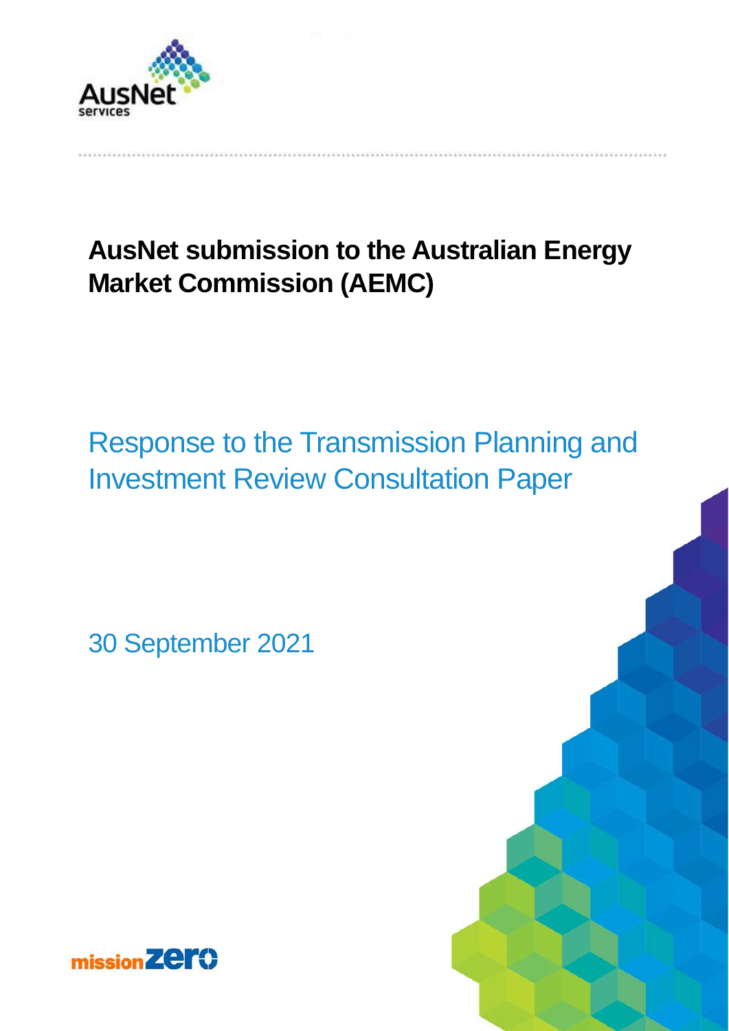# AusNet submission to the Australian Energy Market Commission (AEMC)

## Response to the Transmission Planning and Investment Review Consultation Paper

30 September 2021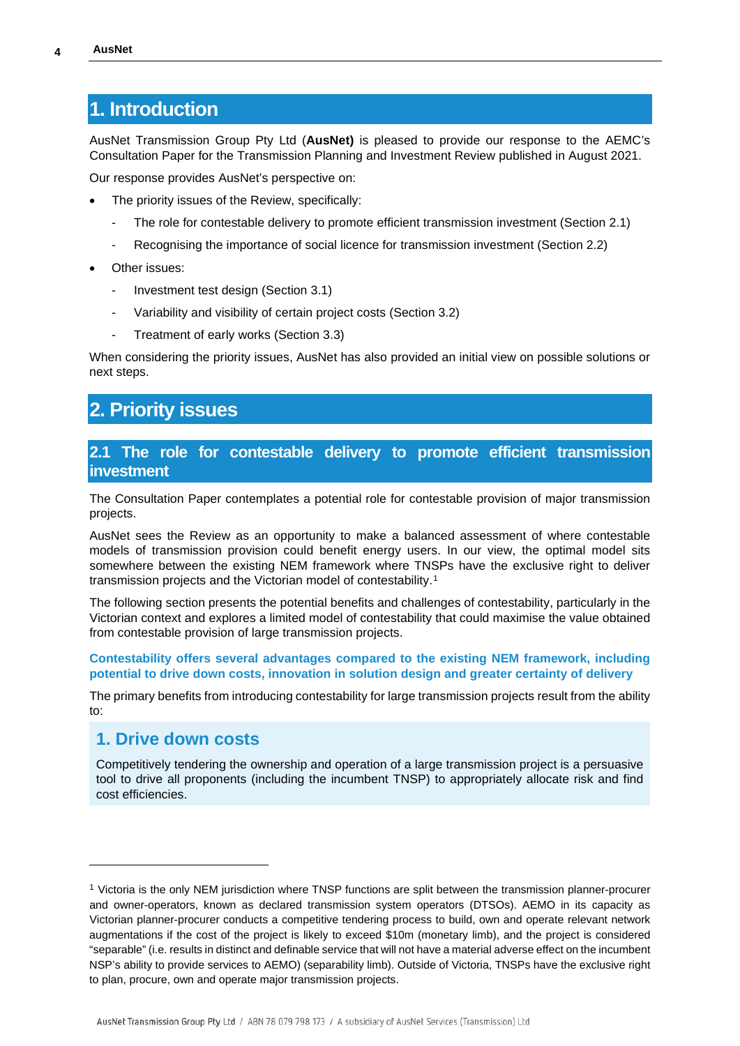# 1. Introduction

AusNet Transmission Group Pty Ltd (**AusNet)** is pleased to provide our response to the AEMC's Consultation Paper for the Transmission Planning and Investment Review published in August 2021.

Our response provides AusNet's perspective on:

- The priority issues of the Review, specifically:
  - The role for contestable delivery to promote efficient transmission investment (Section 2.1)
  - Recognising the importance of social licence for transmission investment (Section 2.2)
- Other issues:
  - Investment test design (Section 3.1)
  - Variability and visibility of certain project costs (Section 3.2)
  - Treatment of early works (Section 3.3)

When considering the priority issues, AusNet has also provided an initial view on possible solutions or next steps.

# 2. Priority issues

## 2.1 The role for contestable delivery to promote efficient transmission investment

The Consultation Paper contemplates a potential role for contestable provision of major transmission projects.

AusNet sees the Review as an opportunity to make a balanced assessment of where contestable models of transmission provision could benefit energy users. In our view, the optimal model sits somewhere between the existing NEM framework where TNSPs have the exclusive right to deliver transmission projects and the Victorian model of contestability.[1]

The following section presents the potential benefits and challenges of contestability, particularly in the Victorian context and explores a limited model of contestability that could maximise the value obtained from contestable provision of large transmission projects.

**Contestability offers several advantages compared to the existing NEM framework, including potential to drive down costs, innovation in solution design and greater certainty of delivery**

The primary benefits from introducing contestability for large transmission projects result from the ability to:

### 1. Drive down costs

Competitively tendering the ownership and operation of a large transmission project is a persuasive tool to drive all proponents (including the incumbent TNSP) to appropriately allocate risk and find cost efficiencies.

---

[1] Victoria is the only NEM jurisdiction where TNSP functions are split between the transmission planner-procurer and owner-operators, known as declared transmission system operators (DTSOs). AEMO in its capacity as Victorian planner-procurer conducts a competitive tendering process to build, own and operate relevant network augmentations if the cost of the project is likely to exceed $10m (monetary limb), and the project is considered "separable" (i.e. results in distinct and definable service that will not have a material adverse effect on the incumbent NSP's ability to provide services to AEMO) (separability limb). Outside of Victoria, TNSPs have the exclusive right to plan, procure, own and operate major transmission projects.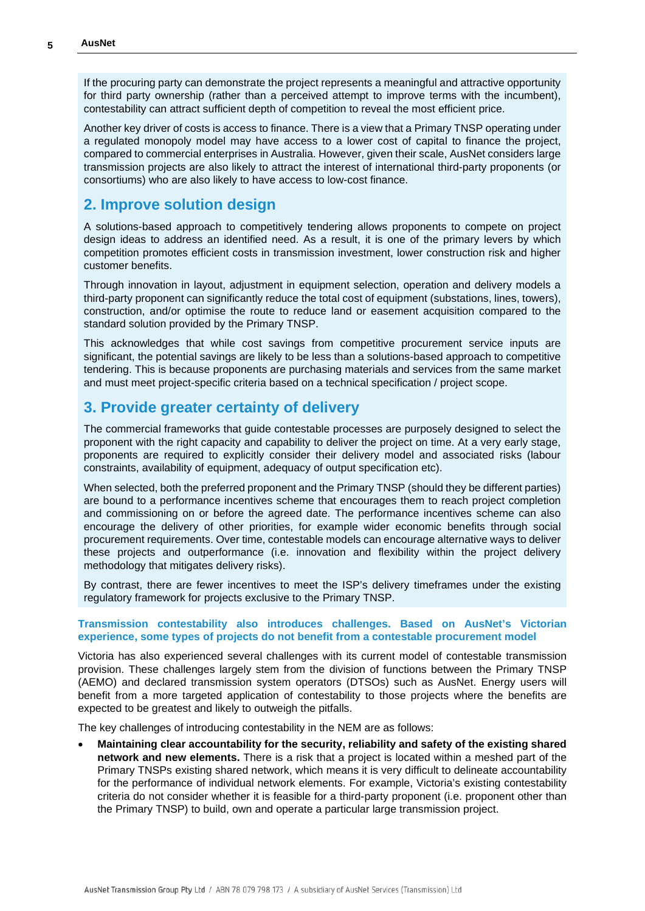If the procuring party can demonstrate the project represents a meaningful and attractive opportunity for third party ownership (rather than a perceived attempt to improve terms with the incumbent), contestability can attract sufficient depth of competition to reveal the most efficient price.

Another key driver of costs is access to finance. There is a view that a Primary TNSP operating under a regulated monopoly model may have access to a lower cost of capital to finance the project, compared to commercial enterprises in Australia. However, given their scale, AusNet considers large transmission projects are also likely to attract the interest of international third-party proponents (or consortiums) who are also likely to have access to low-cost finance.

## 2. Improve solution design

A solutions-based approach to competitively tendering allows proponents to compete on project design ideas to address an identified need. As a result, it is one of the primary levers by which competition promotes efficient costs in transmission investment, lower construction risk and higher customer benefits.

Through innovation in layout, adjustment in equipment selection, operation and delivery models a third-party proponent can significantly reduce the total cost of equipment (substations, lines, towers), construction, and/or optimise the route to reduce land or easement acquisition compared to the standard solution provided by the Primary TNSP.

This acknowledges that while cost savings from competitive procurement service inputs are significant, the potential savings are likely to be less than a solutions-based approach to competitive tendering. This is because proponents are purchasing materials and services from the same market and must meet project-specific criteria based on a technical specification / project scope.

## 3. Provide greater certainty of delivery

The commercial frameworks that guide contestable processes are purposely designed to select the proponent with the right capacity and capability to deliver the project on time. At a very early stage, proponents are required to explicitly consider their delivery model and associated risks (labour constraints, availability of equipment, adequacy of output specification etc).

When selected, both the preferred proponent and the Primary TNSP (should they be different parties) are bound to a performance incentives scheme that encourages them to reach project completion and commissioning on or before the agreed date. The performance incentives scheme can also encourage the delivery of other priorities, for example wider economic benefits through social procurement requirements. Over time, contestable models can encourage alternative ways to deliver these projects and outperformance (i.e. innovation and flexibility within the project delivery methodology that mitigates delivery risks).

By contrast, there are fewer incentives to meet the ISP's delivery timeframes under the existing regulatory framework for projects exclusive to the Primary TNSP.

**Transmission contestability also introduces challenges. Based on AusNet's Victorian experience, some types of projects do not benefit from a contestable procurement model**

Victoria has also experienced several challenges with its current model of contestable transmission provision. These challenges largely stem from the division of functions between the Primary TNSP (AEMO) and declared transmission system operators (DTSOs) such as AusNet. Energy users will benefit from a more targeted application of contestability to those projects where the benefits are expected to be greatest and likely to outweigh the pitfalls.

The key challenges of introducing contestability in the NEM are as follows:

- **Maintaining clear accountability for the security, reliability and safety of the existing shared network and new elements.** There is a risk that a project is located within a meshed part of the Primary TNSPs existing shared network, which means it is very difficult to delineate accountability for the performance of individual network elements. For example, Victoria's existing contestability criteria do not consider whether it is feasible for a third-party proponent (i.e. proponent other than the Primary TNSP) to build, own and operate a particular large transmission project.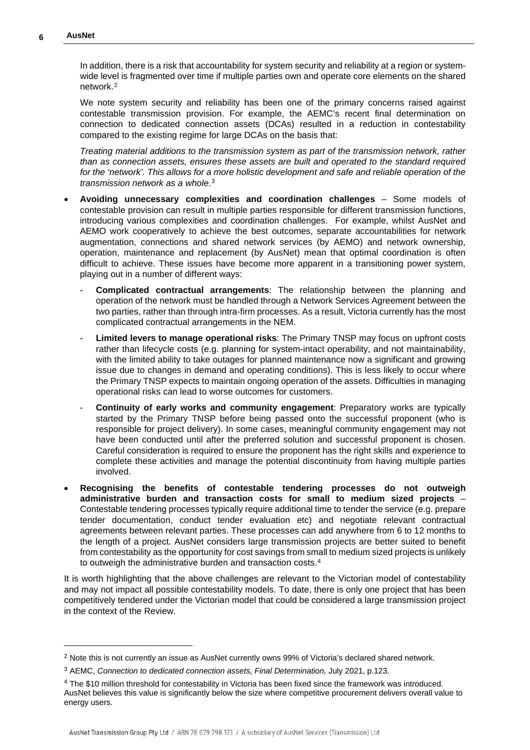In addition, there is a risk that accountability for system security and reliability at a region or system-wide level is fragmented over time if multiple parties own and operate core elements on the shared network.[2]

We note system security and reliability has been one of the primary concerns raised against contestable transmission provision. For example, the AEMC's recent final determination on connection to dedicated connection assets (DCAs) resulted in a reduction in contestability compared to the existing regime for large DCAs on the basis that:

*Treating material additions to the transmission system as part of the transmission network, rather than as connection assets, ensures these assets are built and operated to the standard required for the 'network'. This allows for a more holistic development and safe and reliable operation of the transmission network as a whole*.[3]

- **Avoiding unnecessary complexities and coordination challenges** – Some models of contestable provision can result in multiple parties responsible for different transmission functions, introducing various complexities and coordination challenges. For example, whilst AusNet and AEMO work cooperatively to achieve the best outcomes, separate accountabilities for network augmentation, connections and shared network services (by AEMO) and network ownership, operation, maintenance and replacement (by AusNet) mean that optimal coordination is often difficult to achieve. These issues have become more apparent in a transitioning power system, playing out in a number of different ways:
  - **Complicated contractual arrangements**: The relationship between the planning and operation of the network must be handled through a Network Services Agreement between the two parties, rather than through intra-firm processes. As a result, Victoria currently has the most complicated contractual arrangements in the NEM.
  - **Limited levers to manage operational risks**: The Primary TNSP may focus on upfront costs rather than lifecycle costs (e.g. planning for system-intact operability, and not maintainability, with the limited ability to take outages for planned maintenance now a significant and growing issue due to changes in demand and operating conditions). This is less likely to occur where the Primary TNSP expects to maintain ongoing operation of the assets. Difficulties in managing operational risks can lead to worse outcomes for customers.
  - **Continuity of early works and community engagement**: Preparatory works are typically started by the Primary TNSP before being passed onto the successful proponent (who is responsible for project delivery). In some cases, meaningful community engagement may not have been conducted until after the preferred solution and successful proponent is chosen. Careful consideration is required to ensure the proponent has the right skills and experience to complete these activities and manage the potential discontinuity from having multiple parties involved.
- **Recognising the benefits of contestable tendering processes do not outweigh administrative burden and transaction costs for small to medium sized projects** – Contestable tendering processes typically require additional time to tender the service (e.g. prepare tender documentation, conduct tender evaluation etc) and negotiate relevant contractual agreements between relevant parties. These processes can add anywhere from 6 to 12 months to the length of a project. AusNet considers large transmission projects are better suited to benefit from contestability as the opportunity for cost savings from small to medium sized projects is unlikely to outweigh the administrative burden and transaction costs.[4]

It is worth highlighting that the above challenges are relevant to the Victorian model of contestability and may not impact all possible contestability models. To date, there is only one project that has been competitively tendered under the Victorian model that could be considered a large transmission project in the context of the Review.

---

[2] Note this is not currently an issue as AusNet currently owns 99% of Victoria's declared shared network.

[3] AEMC, *Connection to dedicated connection assets, Final Determination,* July 2021, p.123.

[4] The $10 million threshold for contestability in Victoria has been fixed since the framework was introduced. AusNet believes this value is significantly below the size where competitive procurement delivers overall value to energy users.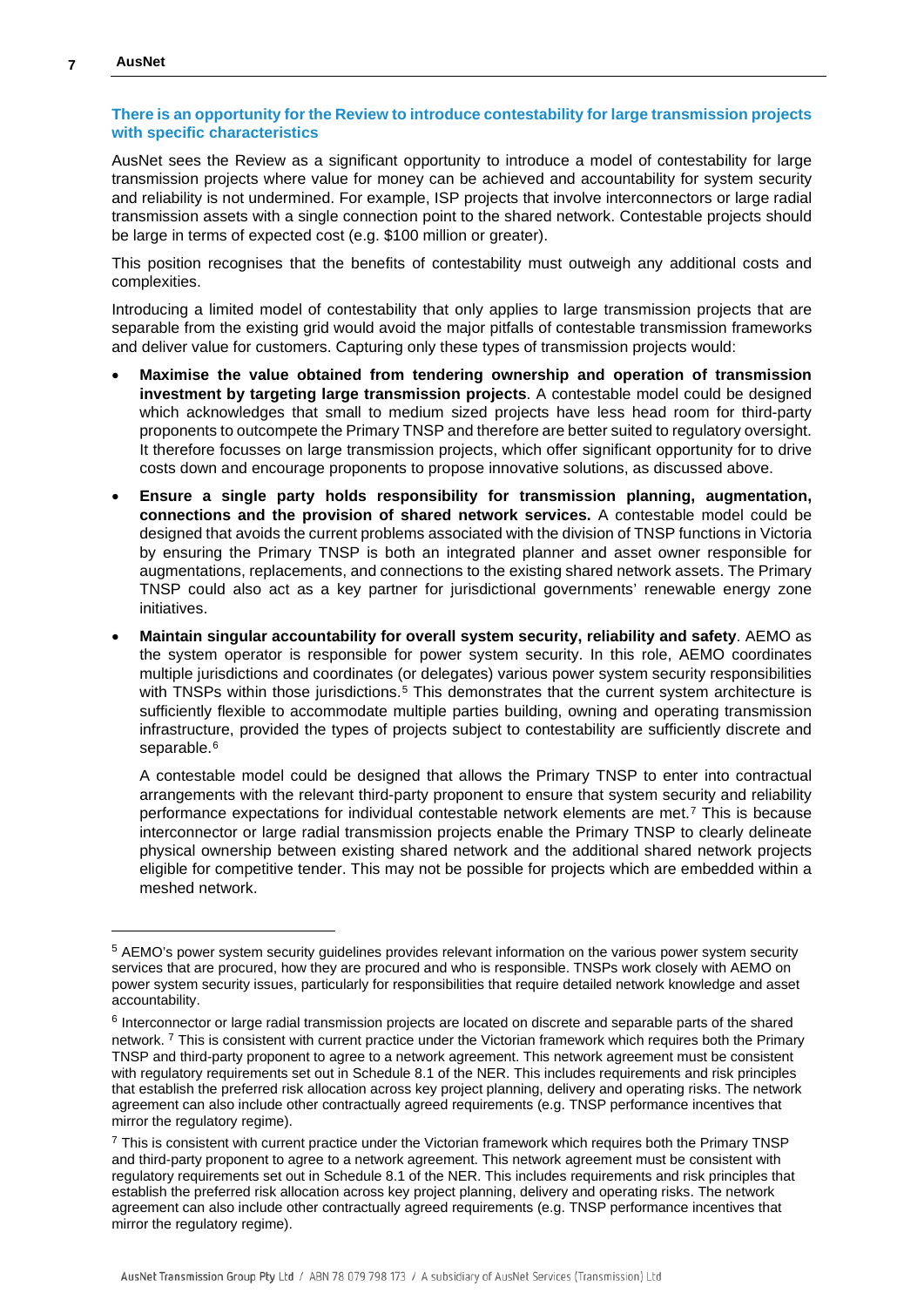### There is an opportunity for the Review to introduce contestability for large transmission projects with specific characteristics

AusNet sees the Review as a significant opportunity to introduce a model of contestability for large transmission projects where value for money can be achieved and accountability for system security and reliability is not undermined. For example, ISP projects that involve interconnectors or large radial transmission assets with a single connection point to the shared network. Contestable projects should be large in terms of expected cost (e.g. $100 million or greater).

This position recognises that the benefits of contestability must outweigh any additional costs and complexities.

Introducing a limited model of contestability that only applies to large transmission projects that are separable from the existing grid would avoid the major pitfalls of contestable transmission frameworks and deliver value for customers. Capturing only these types of transmission projects would:

- **Maximise the value obtained from tendering ownership and operation of transmission investment by targeting large transmission projects**. A contestable model could be designed which acknowledges that small to medium sized projects have less head room for third-party proponents to outcompete the Primary TNSP and therefore are better suited to regulatory oversight. It therefore focusses on large transmission projects, which offer significant opportunity for to drive costs down and encourage proponents to propose innovative solutions, as discussed above.
- **Ensure a single party holds responsibility for transmission planning, augmentation, connections and the provision of shared network services.** A contestable model could be designed that avoids the current problems associated with the division of TNSP functions in Victoria by ensuring the Primary TNSP is both an integrated planner and asset owner responsible for augmentations, replacements, and connections to the existing shared network assets. The Primary TNSP could also act as a key partner for jurisdictional governments' renewable energy zone initiatives.
- **Maintain singular accountability for overall system security, reliability and safety**. AEMO as the system operator is responsible for power system security. In this role, AEMO coordinates multiple jurisdictions and coordinates (or delegates) various power system security responsibilities with TNSPs within those jurisdictions.[5] This demonstrates that the current system architecture is sufficiently flexible to accommodate multiple parties building, owning and operating transmission infrastructure, provided the types of projects subject to contestability are sufficiently discrete and separable.[6]

  A contestable model could be designed that allows the Primary TNSP to enter into contractual arrangements with the relevant third-party proponent to ensure that system security and reliability performance expectations for individual contestable network elements are met.[7] This is because interconnector or large radial transmission projects enable the Primary TNSP to clearly delineate physical ownership between existing shared network and the additional shared network projects eligible for competitive tender. This may not be possible for projects which are embedded within a meshed network.

---

[5] AEMO's power system security guidelines provides relevant information on the various power system security services that are procured, how they are procured and who is responsible. TNSPs work closely with AEMO on power system security issues, particularly for responsibilities that require detailed network knowledge and asset accountability.

[6] Interconnector or large radial transmission projects are located on discrete and separable parts of the shared network. [7] This is consistent with current practice under the Victorian framework which requires both the Primary TNSP and third-party proponent to agree to a network agreement. This network agreement must be consistent with regulatory requirements set out in Schedule 8.1 of the NER. This includes requirements and risk principles that establish the preferred risk allocation across key project planning, delivery and operating risks. The network agreement can also include other contractually agreed requirements (e.g. TNSP performance incentives that mirror the regulatory regime).

[7] This is consistent with current practice under the Victorian framework which requires both the Primary TNSP and third-party proponent to agree to a network agreement. This network agreement must be consistent with regulatory requirements set out in Schedule 8.1 of the NER. This includes requirements and risk principles that establish the preferred risk allocation across key project planning, delivery and operating risks. The network agreement can also include other contractually agreed requirements (e.g. TNSP performance incentives that mirror the regulatory regime).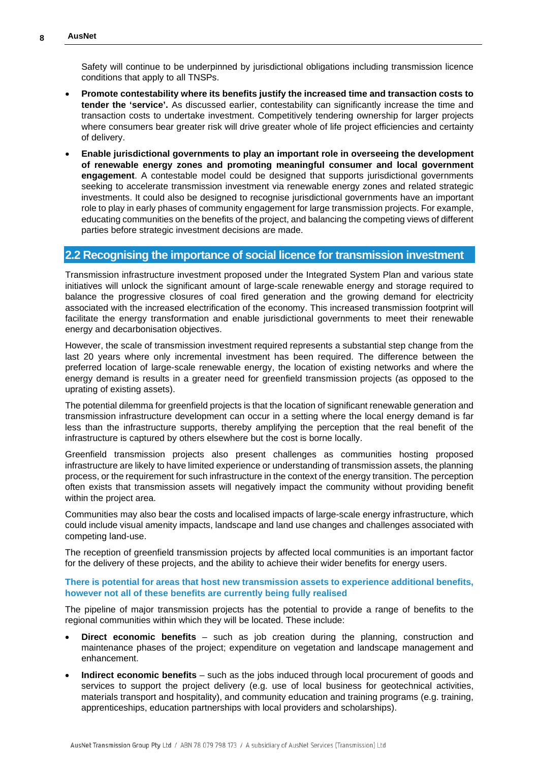Safety will continue to be underpinned by jurisdictional obligations including transmission licence conditions that apply to all TNSPs.

- **Promote contestability where its benefits justify the increased time and transaction costs to tender the 'service'.** As discussed earlier, contestability can significantly increase the time and transaction costs to undertake investment. Competitively tendering ownership for larger projects where consumers bear greater risk will drive greater whole of life project efficiencies and certainty of delivery.
- **Enable jurisdictional governments to play an important role in overseeing the development of renewable energy zones and promoting meaningful consumer and local government engagement**. A contestable model could be designed that supports jurisdictional governments seeking to accelerate transmission investment via renewable energy zones and related strategic investments. It could also be designed to recognise jurisdictional governments have an important role to play in early phases of community engagement for large transmission projects. For example, educating communities on the benefits of the project, and balancing the competing views of different parties before strategic investment decisions are made.

## 2.2 Recognising the importance of social licence for transmission investment

Transmission infrastructure investment proposed under the Integrated System Plan and various state initiatives will unlock the significant amount of large-scale renewable energy and storage required to balance the progressive closures of coal fired generation and the growing demand for electricity associated with the increased electrification of the economy. This increased transmission footprint will facilitate the energy transformation and enable jurisdictional governments to meet their renewable energy and decarbonisation objectives.

However, the scale of transmission investment required represents a substantial step change from the last 20 years where only incremental investment has been required. The difference between the preferred location of large-scale renewable energy, the location of existing networks and where the energy demand is results in a greater need for greenfield transmission projects (as opposed to the uprating of existing assets).

The potential dilemma for greenfield projects is that the location of significant renewable generation and transmission infrastructure development can occur in a setting where the local energy demand is far less than the infrastructure supports, thereby amplifying the perception that the real benefit of the infrastructure is captured by others elsewhere but the cost is borne locally.

Greenfield transmission projects also present challenges as communities hosting proposed infrastructure are likely to have limited experience or understanding of transmission assets, the planning process, or the requirement for such infrastructure in the context of the energy transition. The perception often exists that transmission assets will negatively impact the community without providing benefit within the project area.

Communities may also bear the costs and localised impacts of large-scale energy infrastructure, which could include visual amenity impacts, landscape and land use changes and challenges associated with competing land-use.

The reception of greenfield transmission projects by affected local communities is an important factor for the delivery of these projects, and the ability to achieve their wider benefits for energy users.

### There is potential for areas that host new transmission assets to experience additional benefits, however not all of these benefits are currently being fully realised

The pipeline of major transmission projects has the potential to provide a range of benefits to the regional communities within which they will be located. These include:

- **Direct economic benefits** – such as job creation during the planning, construction and maintenance phases of the project; expenditure on vegetation and landscape management and enhancement.
- **Indirect economic benefits** – such as the jobs induced through local procurement of goods and services to support the project delivery (e.g. use of local business for geotechnical activities, materials transport and hospitality), and community education and training programs (e.g. training, apprenticeships, education partnerships with local providers and scholarships).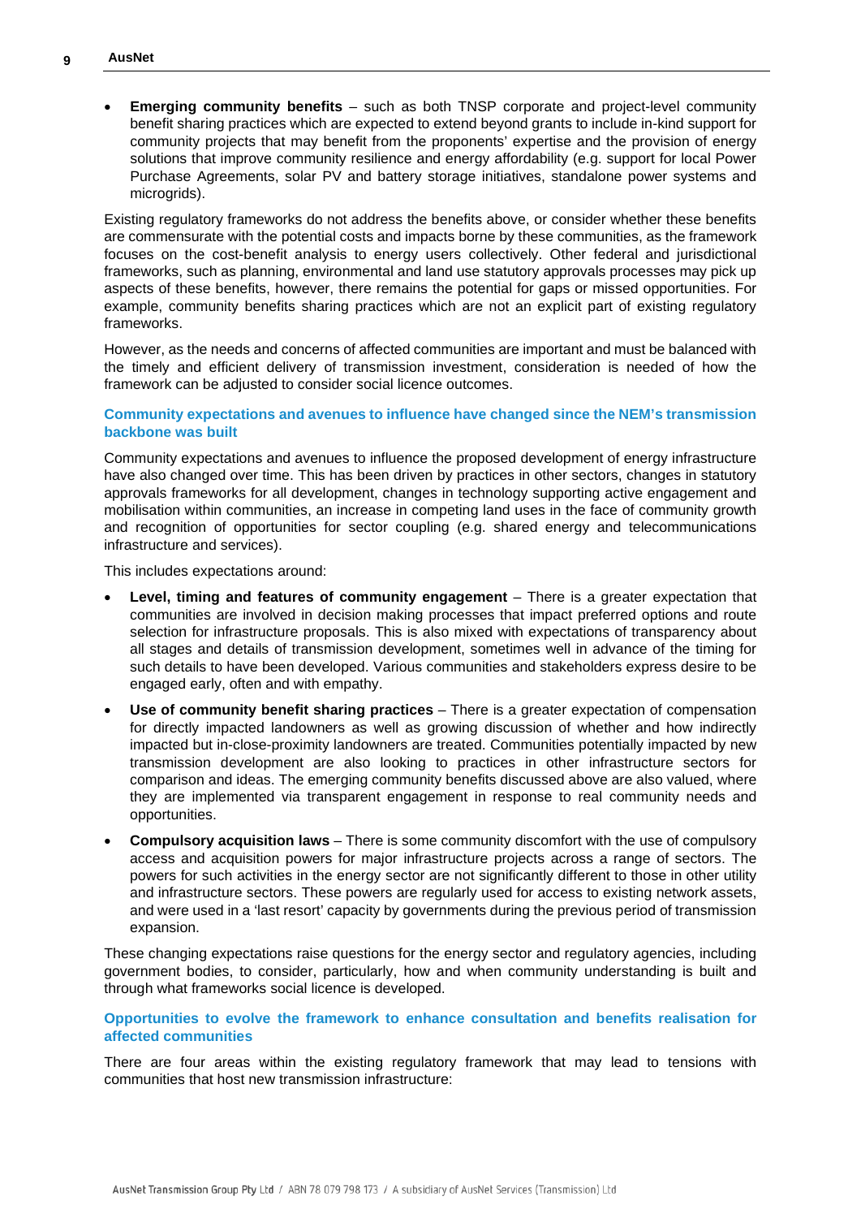- **Emerging community benefits** – such as both TNSP corporate and project-level community benefit sharing practices which are expected to extend beyond grants to include in-kind support for community projects that may benefit from the proponents' expertise and the provision of energy solutions that improve community resilience and energy affordability (e.g. support for local Power Purchase Agreements, solar PV and battery storage initiatives, standalone power systems and microgrids).

Existing regulatory frameworks do not address the benefits above, or consider whether these benefits are commensurate with the potential costs and impacts borne by these communities, as the framework focuses on the cost-benefit analysis to energy users collectively. Other federal and jurisdictional frameworks, such as planning, environmental and land use statutory approvals processes may pick up aspects of these benefits, however, there remains the potential for gaps or missed opportunities. For example, community benefits sharing practices which are not an explicit part of existing regulatory frameworks.

However, as the needs and concerns of affected communities are important and must be balanced with the timely and efficient delivery of transmission investment, consideration is needed of how the framework can be adjusted to consider social licence outcomes.

### Community expectations and avenues to influence have changed since the NEM's transmission backbone was built

Community expectations and avenues to influence the proposed development of energy infrastructure have also changed over time. This has been driven by practices in other sectors, changes in statutory approvals frameworks for all development, changes in technology supporting active engagement and mobilisation within communities, an increase in competing land uses in the face of community growth and recognition of opportunities for sector coupling (e.g. shared energy and telecommunications infrastructure and services).

This includes expectations around:

- **Level, timing and features of community engagement** – There is a greater expectation that communities are involved in decision making processes that impact preferred options and route selection for infrastructure proposals. This is also mixed with expectations of transparency about all stages and details of transmission development, sometimes well in advance of the timing for such details to have been developed. Various communities and stakeholders express desire to be engaged early, often and with empathy.
- **Use of community benefit sharing practices** – There is a greater expectation of compensation for directly impacted landowners as well as growing discussion of whether and how indirectly impacted but in-close-proximity landowners are treated. Communities potentially impacted by new transmission development are also looking to practices in other infrastructure sectors for comparison and ideas. The emerging community benefits discussed above are also valued, where they are implemented via transparent engagement in response to real community needs and opportunities.
- **Compulsory acquisition laws** – There is some community discomfort with the use of compulsory access and acquisition powers for major infrastructure projects across a range of sectors. The powers for such activities in the energy sector are not significantly different to those in other utility and infrastructure sectors. These powers are regularly used for access to existing network assets, and were used in a 'last resort' capacity by governments during the previous period of transmission expansion.

These changing expectations raise questions for the energy sector and regulatory agencies, including government bodies, to consider, particularly, how and when community understanding is built and through what frameworks social licence is developed.

### Opportunities to evolve the framework to enhance consultation and benefits realisation for affected communities

There are four areas within the existing regulatory framework that may lead to tensions with communities that host new transmission infrastructure: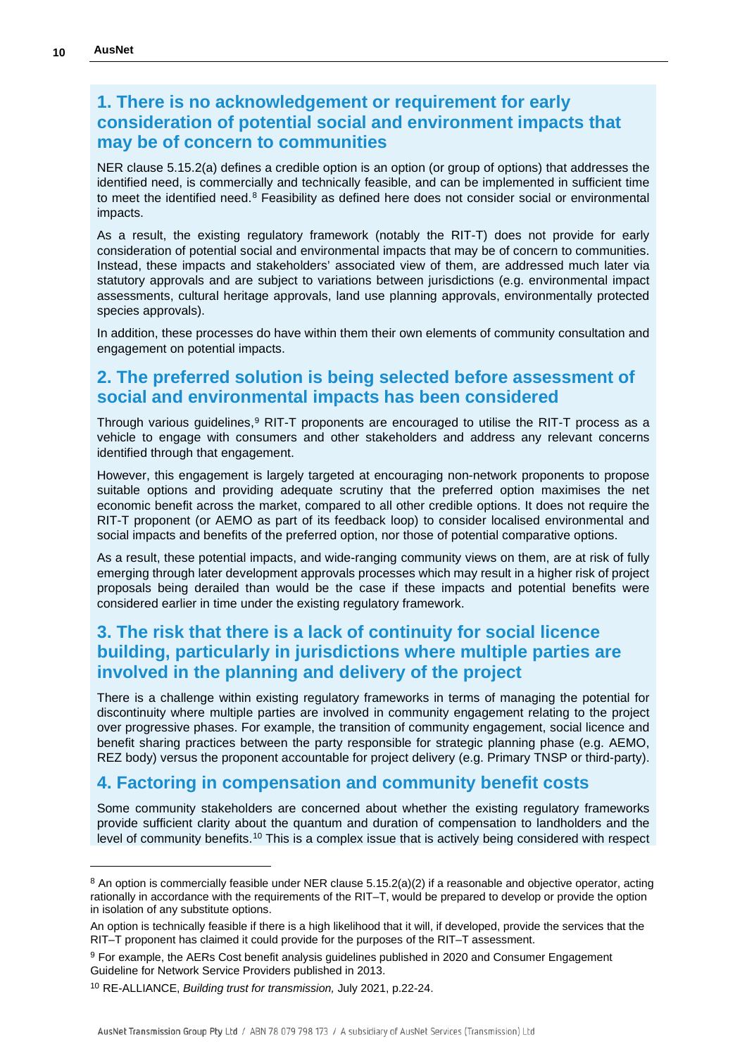## 1. There is no acknowledgement or requirement for early consideration of potential social and environment impacts that may be of concern to communities

NER clause 5.15.2(a) defines a credible option is an option (or group of options) that addresses the identified need, is commercially and technically feasible, and can be implemented in sufficient time to meet the identified need.[8] Feasibility as defined here does not consider social or environmental impacts.

As a result, the existing regulatory framework (notably the RIT-T) does not provide for early consideration of potential social and environmental impacts that may be of concern to communities. Instead, these impacts and stakeholders' associated view of them, are addressed much later via statutory approvals and are subject to variations between jurisdictions (e.g. environmental impact assessments, cultural heritage approvals, land use planning approvals, environmentally protected species approvals).

In addition, these processes do have within them their own elements of community consultation and engagement on potential impacts.

## 2. The preferred solution is being selected before assessment of social and environmental impacts has been considered

Through various guidelines,[9] RIT-T proponents are encouraged to utilise the RIT-T process as a vehicle to engage with consumers and other stakeholders and address any relevant concerns identified through that engagement.

However, this engagement is largely targeted at encouraging non-network proponents to propose suitable options and providing adequate scrutiny that the preferred option maximises the net economic benefit across the market, compared to all other credible options. It does not require the RIT-T proponent (or AEMO as part of its feedback loop) to consider localised environmental and social impacts and benefits of the preferred option, nor those of potential comparative options.

As a result, these potential impacts, and wide-ranging community views on them, are at risk of fully emerging through later development approvals processes which may result in a higher risk of project proposals being derailed than would be the case if these impacts and potential benefits were considered earlier in time under the existing regulatory framework.

## 3. The risk that there is a lack of continuity for social licence building, particularly in jurisdictions where multiple parties are involved in the planning and delivery of the project

There is a challenge within existing regulatory frameworks in terms of managing the potential for discontinuity where multiple parties are involved in community engagement relating to the project over progressive phases. For example, the transition of community engagement, social licence and benefit sharing practices between the party responsible for strategic planning phase (e.g. AEMO, REZ body) versus the proponent accountable for project delivery (e.g. Primary TNSP or third-party).

## 4. Factoring in compensation and community benefit costs

Some community stakeholders are concerned about whether the existing regulatory frameworks provide sufficient clarity about the quantum and duration of compensation to landholders and the level of community benefits.[10] This is a complex issue that is actively being considered with respect

---

[8] An option is commercially feasible under NER clause 5.15.2(a)(2) if a reasonable and objective operator, acting rationally in accordance with the requirements of the RIT–T, would be prepared to develop or provide the option in isolation of any substitute options.

An option is technically feasible if there is a high likelihood that it will, if developed, provide the services that the RIT–T proponent has claimed it could provide for the purposes of the RIT–T assessment.

[9] For example, the AERs Cost benefit analysis guidelines published in 2020 and Consumer Engagement Guideline for Network Service Providers published in 2013.

[10] RE-ALLIANCE, *Building trust for transmission,* July 2021, p.22-24.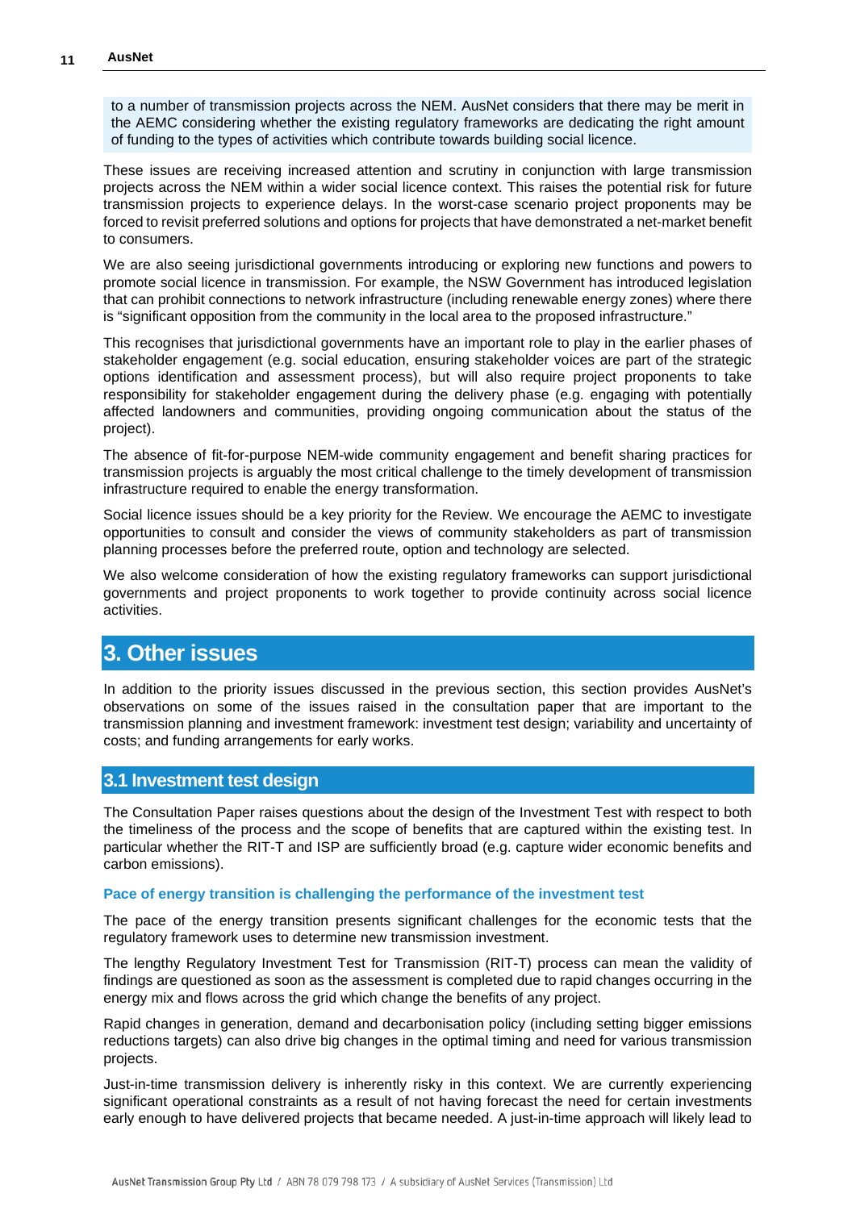to a number of transmission projects across the NEM. AusNet considers that there may be merit in the AEMC considering whether the existing regulatory frameworks are dedicating the right amount of funding to the types of activities which contribute towards building social licence.

These issues are receiving increased attention and scrutiny in conjunction with large transmission projects across the NEM within a wider social licence context. This raises the potential risk for future transmission projects to experience delays. In the worst-case scenario project proponents may be forced to revisit preferred solutions and options for projects that have demonstrated a net-market benefit to consumers.

We are also seeing jurisdictional governments introducing or exploring new functions and powers to promote social licence in transmission. For example, the NSW Government has introduced legislation that can prohibit connections to network infrastructure (including renewable energy zones) where there is "significant opposition from the community in the local area to the proposed infrastructure."

This recognises that jurisdictional governments have an important role to play in the earlier phases of stakeholder engagement (e.g. social education, ensuring stakeholder voices are part of the strategic options identification and assessment process), but will also require project proponents to take responsibility for stakeholder engagement during the delivery phase (e.g. engaging with potentially affected landowners and communities, providing ongoing communication about the status of the project).

The absence of fit-for-purpose NEM-wide community engagement and benefit sharing practices for transmission projects is arguably the most critical challenge to the timely development of transmission infrastructure required to enable the energy transformation.

Social licence issues should be a key priority for the Review. We encourage the AEMC to investigate opportunities to consult and consider the views of community stakeholders as part of transmission planning processes before the preferred route, option and technology are selected.

We also welcome consideration of how the existing regulatory frameworks can support jurisdictional governments and project proponents to work together to provide continuity across social licence activities.

# 3. Other issues

In addition to the priority issues discussed in the previous section, this section provides AusNet's observations on some of the issues raised in the consultation paper that are important to the transmission planning and investment framework: investment test design; variability and uncertainty of costs; and funding arrangements for early works.

## 3.1 Investment test design

The Consultation Paper raises questions about the design of the Investment Test with respect to both the timeliness of the process and the scope of benefits that are captured within the existing test. In particular whether the RIT-T and ISP are sufficiently broad (e.g. capture wider economic benefits and carbon emissions).

### Pace of energy transition is challenging the performance of the investment test

The pace of the energy transition presents significant challenges for the economic tests that the regulatory framework uses to determine new transmission investment.

The lengthy Regulatory Investment Test for Transmission (RIT-T) process can mean the validity of findings are questioned as soon as the assessment is completed due to rapid changes occurring in the energy mix and flows across the grid which change the benefits of any project.

Rapid changes in generation, demand and decarbonisation policy (including setting bigger emissions reductions targets) can also drive big changes in the optimal timing and need for various transmission projects.

Just-in-time transmission delivery is inherently risky in this context. We are currently experiencing significant operational constraints as a result of not having forecast the need for certain investments early enough to have delivered projects that became needed. A just-in-time approach will likely lead to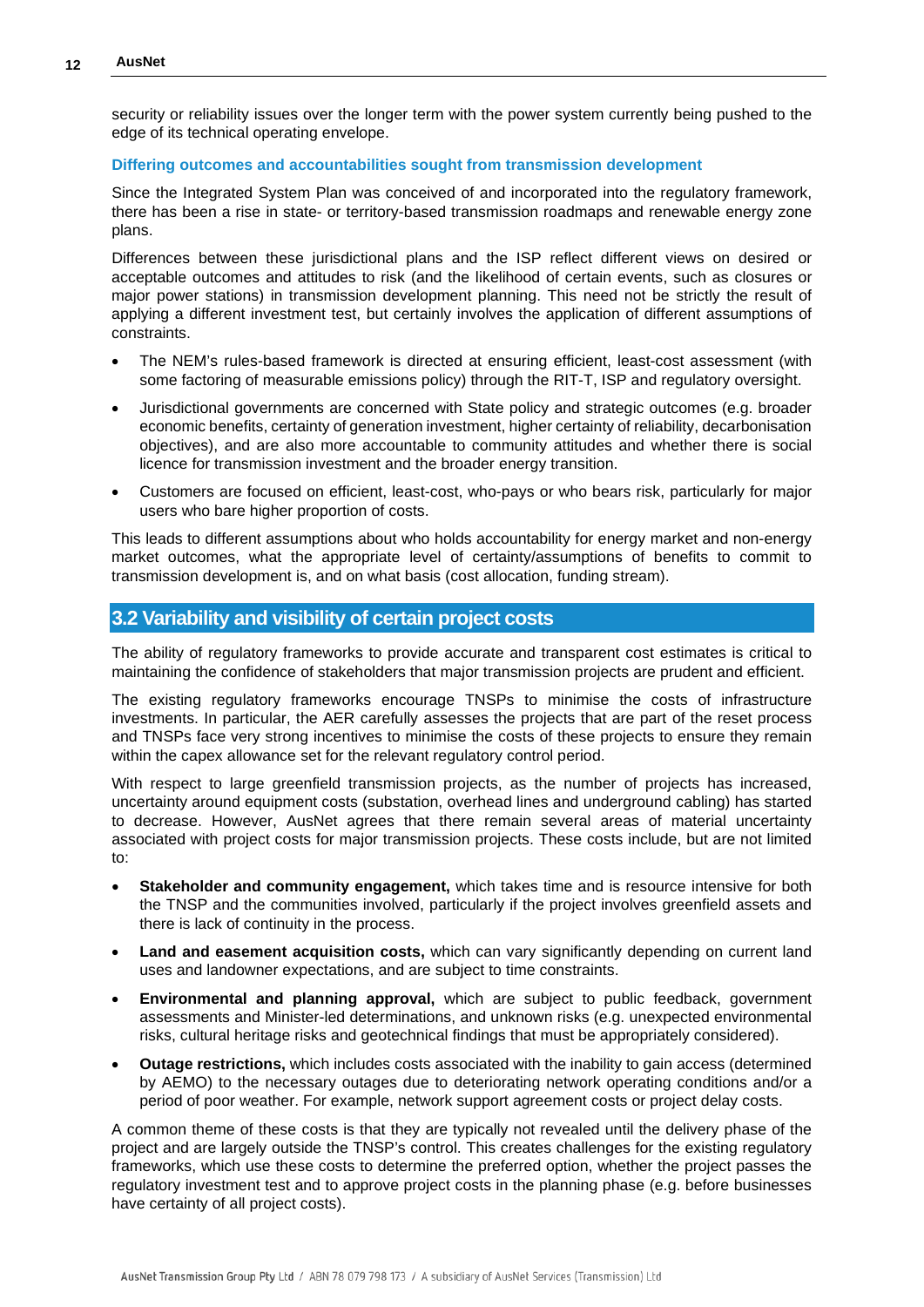security or reliability issues over the longer term with the power system currently being pushed to the edge of its technical operating envelope.

### Differing outcomes and accountabilities sought from transmission development

Since the Integrated System Plan was conceived of and incorporated into the regulatory framework, there has been a rise in state- or territory-based transmission roadmaps and renewable energy zone plans.

Differences between these jurisdictional plans and the ISP reflect different views on desired or acceptable outcomes and attitudes to risk (and the likelihood of certain events, such as closures or major power stations) in transmission development planning. This need not be strictly the result of applying a different investment test, but certainly involves the application of different assumptions of constraints.

- The NEM's rules-based framework is directed at ensuring efficient, least-cost assessment (with some factoring of measurable emissions policy) through the RIT-T, ISP and regulatory oversight.
- Jurisdictional governments are concerned with State policy and strategic outcomes (e.g. broader economic benefits, certainty of generation investment, higher certainty of reliability, decarbonisation objectives), and are also more accountable to community attitudes and whether there is social licence for transmission investment and the broader energy transition.
- Customers are focused on efficient, least-cost, who-pays or who bears risk, particularly for major users who bare higher proportion of costs.

This leads to different assumptions about who holds accountability for energy market and non-energy market outcomes, what the appropriate level of certainty/assumptions of benefits to commit to transmission development is, and on what basis (cost allocation, funding stream).

## 3.2 Variability and visibility of certain project costs

The ability of regulatory frameworks to provide accurate and transparent cost estimates is critical to maintaining the confidence of stakeholders that major transmission projects are prudent and efficient.

The existing regulatory frameworks encourage TNSPs to minimise the costs of infrastructure investments. In particular, the AER carefully assesses the projects that are part of the reset process and TNSPs face very strong incentives to minimise the costs of these projects to ensure they remain within the capex allowance set for the relevant regulatory control period.

With respect to large greenfield transmission projects, as the number of projects has increased, uncertainty around equipment costs (substation, overhead lines and underground cabling) has started to decrease. However, AusNet agrees that there remain several areas of material uncertainty associated with project costs for major transmission projects. These costs include, but are not limited to:

- **Stakeholder and community engagement,** which takes time and is resource intensive for both the TNSP and the communities involved, particularly if the project involves greenfield assets and there is lack of continuity in the process.
- **Land and easement acquisition costs,** which can vary significantly depending on current land uses and landowner expectations, and are subject to time constraints.
- **Environmental and planning approval,** which are subject to public feedback, government assessments and Minister-led determinations, and unknown risks (e.g. unexpected environmental risks, cultural heritage risks and geotechnical findings that must be appropriately considered).
- **Outage restrictions,** which includes costs associated with the inability to gain access (determined by AEMO) to the necessary outages due to deteriorating network operating conditions and/or a period of poor weather. For example, network support agreement costs or project delay costs.

A common theme of these costs is that they are typically not revealed until the delivery phase of the project and are largely outside the TNSP's control. This creates challenges for the existing regulatory frameworks, which use these costs to determine the preferred option, whether the project passes the regulatory investment test and to approve project costs in the planning phase (e.g. before businesses have certainty of all project costs).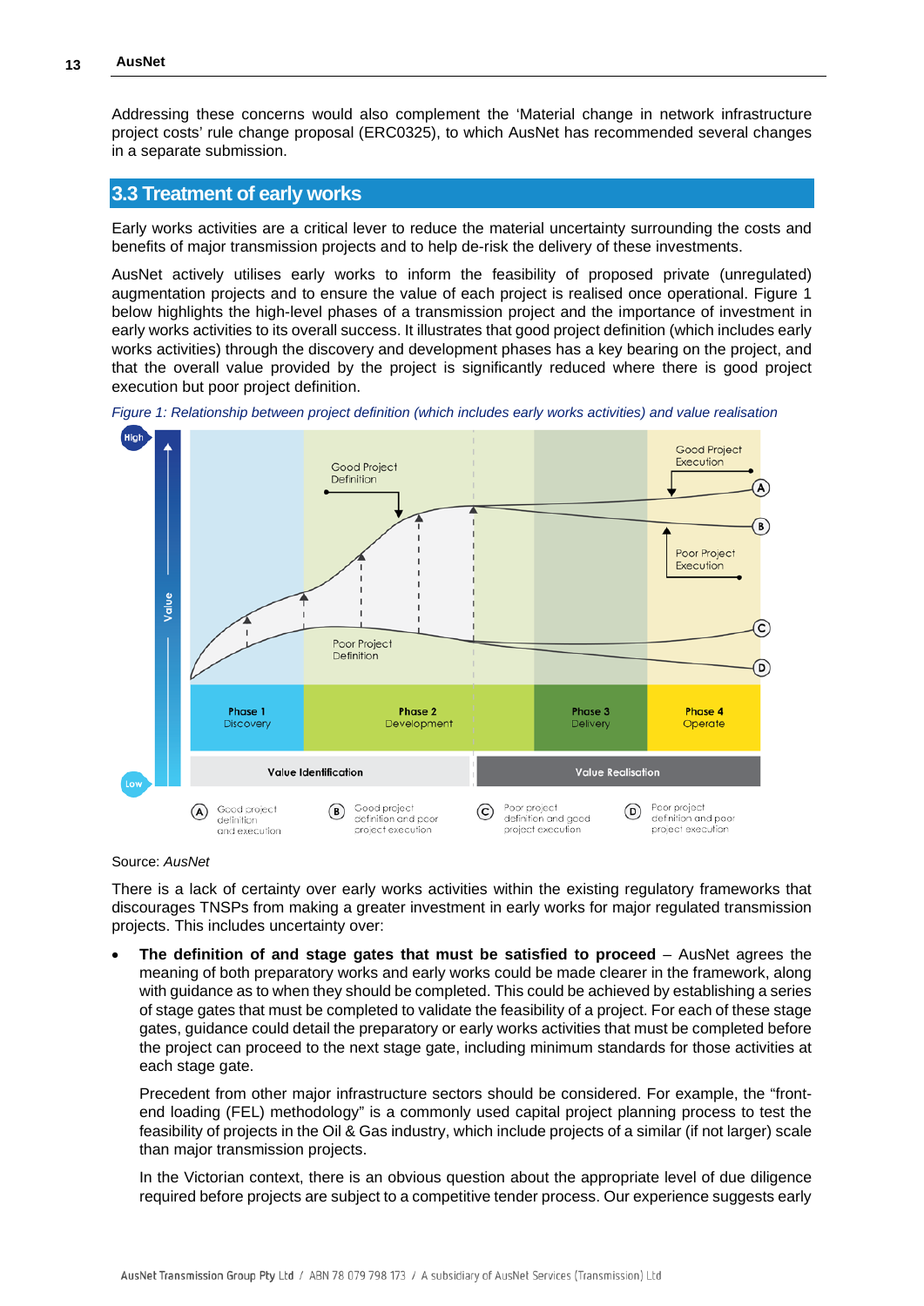Addressing these concerns would also complement the 'Material change in network infrastructure project costs' rule change proposal (ERC0325), to which AusNet has recommended several changes in a separate submission.

## 3.3 Treatment of early works

Early works activities are a critical lever to reduce the material uncertainty surrounding the costs and benefits of major transmission projects and to help de-risk the delivery of these investments.

AusNet actively utilises early works to inform the feasibility of proposed private (unregulated) augmentation projects and to ensure the value of each project is realised once operational. Figure 1 below highlights the high-level phases of a transmission project and the importance of investment in early works activities to its overall success. It illustrates that good project definition (which includes early works activities) through the discovery and development phases has a key bearing on the project, and that the overall value provided by the project is significantly reduced where there is good project execution but poor project definition.

*Figure 1: Relationship between project definition (which includes early works activities) and value realisation*

Source: *AusNet*

There is a lack of certainty over early works activities within the existing regulatory frameworks that discourages TNSPs from making a greater investment in early works for major regulated transmission projects. This includes uncertainty over:

- **The definition of and stage gates that must be satisfied to proceed** – AusNet agrees the meaning of both preparatory works and early works could be made clearer in the framework, along with guidance as to when they should be completed. This could be achieved by establishing a series of stage gates that must be completed to validate the feasibility of a project. For each of these stage gates, guidance could detail the preparatory or early works activities that must be completed before the project can proceed to the next stage gate, including minimum standards for those activities at each stage gate.

  Precedent from other major infrastructure sectors should be considered. For example, the "front-end loading (FEL) methodology" is a commonly used capital project planning process to test the feasibility of projects in the Oil & Gas industry, which include projects of a similar (if not larger) scale than major transmission projects.

  In the Victorian context, there is an obvious question about the appropriate level of due diligence required before projects are subject to a competitive tender process. Our experience suggests early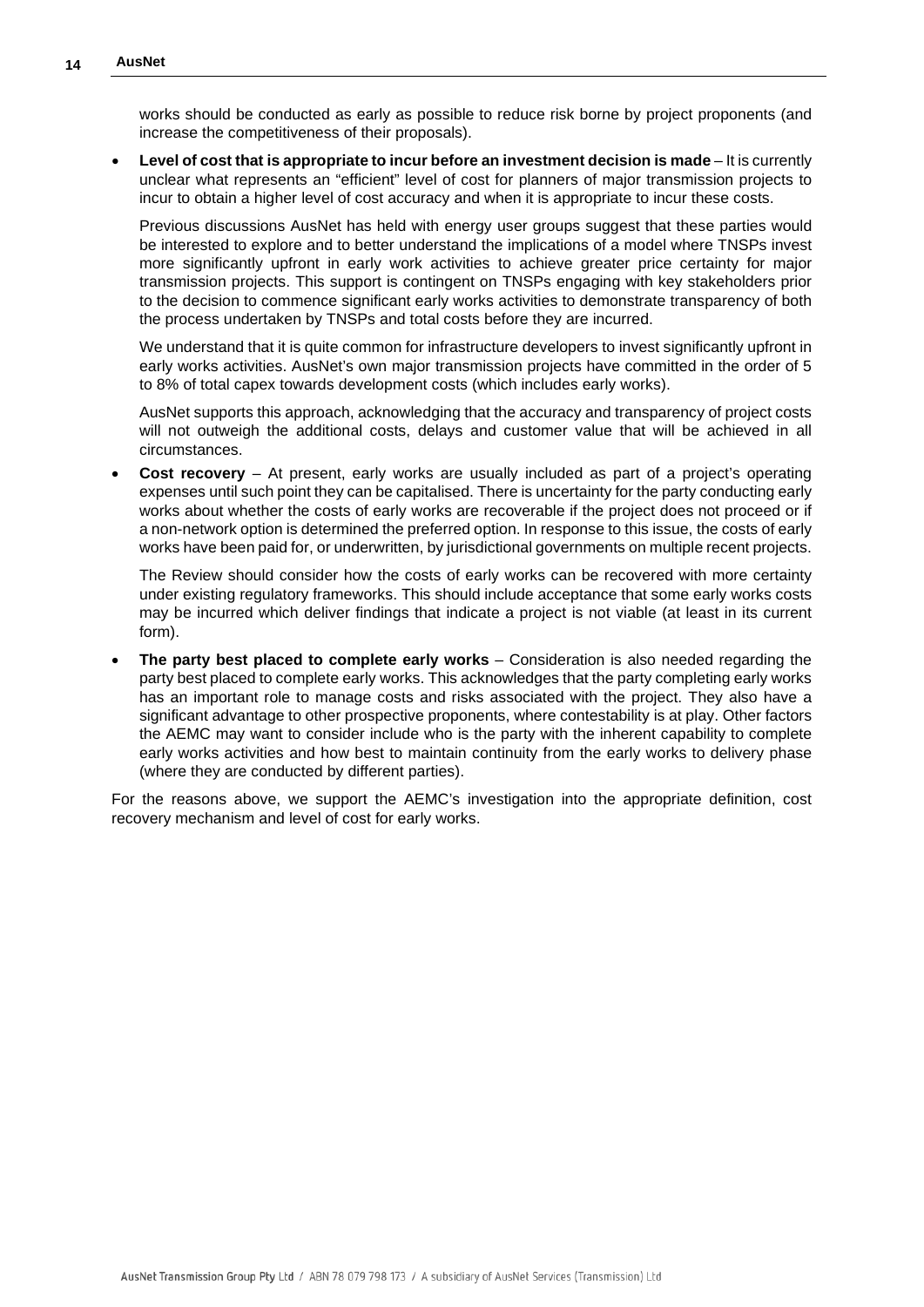works should be conducted as early as possible to reduce risk borne by project proponents (and increase the competitiveness of their proposals).

- **Level of cost that is appropriate to incur before an investment decision is made** – It is currently unclear what represents an "efficient" level of cost for planners of major transmission projects to incur to obtain a higher level of cost accuracy and when it is appropriate to incur these costs.

  Previous discussions AusNet has held with energy user groups suggest that these parties would be interested to explore and to better understand the implications of a model where TNSPs invest more significantly upfront in early work activities to achieve greater price certainty for major transmission projects. This support is contingent on TNSPs engaging with key stakeholders prior to the decision to commence significant early works activities to demonstrate transparency of both the process undertaken by TNSPs and total costs before they are incurred.

  We understand that it is quite common for infrastructure developers to invest significantly upfront in early works activities. AusNet's own major transmission projects have committed in the order of 5 to 8% of total capex towards development costs (which includes early works).

  AusNet supports this approach, acknowledging that the accuracy and transparency of project costs will not outweigh the additional costs, delays and customer value that will be achieved in all circumstances.

- **Cost recovery** – At present, early works are usually included as part of a project's operating expenses until such point they can be capitalised. There is uncertainty for the party conducting early works about whether the costs of early works are recoverable if the project does not proceed or if a non-network option is determined the preferred option. In response to this issue, the costs of early works have been paid for, or underwritten, by jurisdictional governments on multiple recent projects.

  The Review should consider how the costs of early works can be recovered with more certainty under existing regulatory frameworks. This should include acceptance that some early works costs may be incurred which deliver findings that indicate a project is not viable (at least in its current form).

- **The party best placed to complete early works** – Consideration is also needed regarding the party best placed to complete early works. This acknowledges that the party completing early works has an important role to manage costs and risks associated with the project. They also have a significant advantage to other prospective proponents, where contestability is at play. Other factors the AEMC may want to consider include who is the party with the inherent capability to complete early works activities and how best to maintain continuity from the early works to delivery phase (where they are conducted by different parties).

For the reasons above, we support the AEMC's investigation into the appropriate definition, cost recovery mechanism and level of cost for early works.